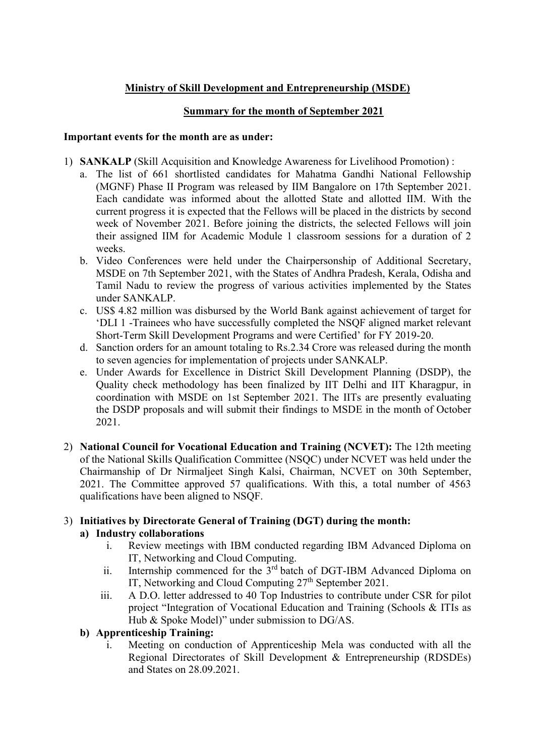**Ministry of Skill Development and Entrepreneurship (MSDE)**

**Summary for the month of September 2021**

**Important events for the month are as under:**

1) **SANKALP** (Skill Acquisition and Knowledge Awareness for Livelihood Promotion) :
   a. The list of 661 shortlisted candidates for Mahatma Gandhi National Fellowship (MGNF) Phase II Program was released by IIM Bangalore on 17th September 2021. Each candidate was informed about the allotted State and allotted IIM. With the current progress it is expected that the Fellows will be placed in the districts by second week of November 2021. Before joining the districts, the selected Fellows will join their assigned IIM for Academic Module 1 classroom sessions for a duration of 2 weeks.
   b. Video Conferences were held under the Chairpersonship of Additional Secretary, MSDE on 7th September 2021, with the States of Andhra Pradesh, Kerala, Odisha and Tamil Nadu to review the progress of various activities implemented by the States under SANKALP.
   c. US$ 4.82 million was disbursed by the World Bank against achievement of target for 'DLI 1 -Trainees who have successfully completed the NSQF aligned market relevant Short-Term Skill Development Programs and were Certified' for FY 2019-20.
   d. Sanction orders for an amount totaling to Rs.2.34 Crore was released during the month to seven agencies for implementation of projects under SANKALP.
   e. Under Awards for Excellence in District Skill Development Planning (DSDP), the Quality check methodology has been finalized by IIT Delhi and IIT Kharagpur, in coordination with MSDE on 1st September 2021. The IITs are presently evaluating the DSDP proposals and will submit their findings to MSDE in the month of October 2021.

2) **National Council for Vocational Education and Training (NCVET):** The 12th meeting of the National Skills Qualification Committee (NSQC) under NCVET was held under the Chairmanship of Dr Nirmaljeet Singh Kalsi, Chairman, NCVET on 30th September, 2021. The Committee approved 57 qualifications. With this, a total number of 4563 qualifications have been aligned to NSQF.

3) **Initiatives by Directorate General of Training (DGT) during the month:**
   **a) Industry collaborations**
      i. Review meetings with IBM conducted regarding IBM Advanced Diploma on IT, Networking and Cloud Computing.
      ii. Internship commenced for the 3rd batch of DGT-IBM Advanced Diploma on IT, Networking and Cloud Computing 27th September 2021.
      iii. A D.O. letter addressed to 40 Top Industries to contribute under CSR for pilot project "Integration of Vocational Education and Training (Schools & ITIs as Hub & Spoke Model)" under submission to DG/AS.

   **b) Apprenticeship Training:**
      i. Meeting on conduction of Apprenticeship Mela was conducted with all the Regional Directorates of Skill Development & Entrepreneurship (RDSDEs) and States on 28.09.2021.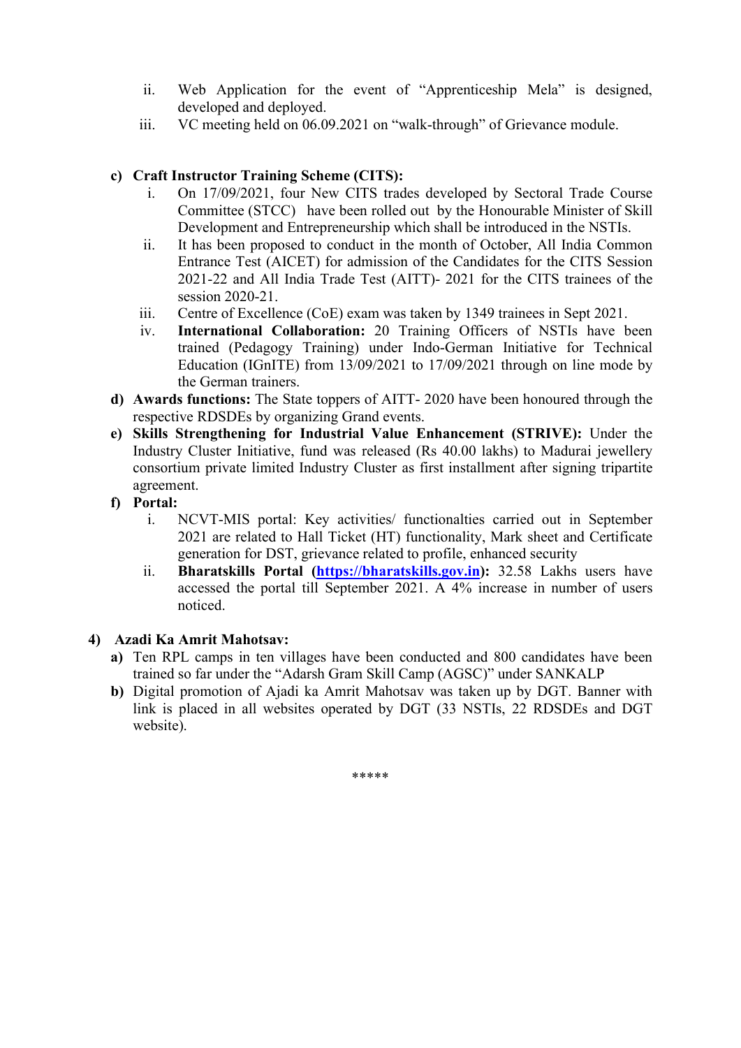ii. Web Application for the event of "Apprenticeship Mela" is designed, developed and deployed.
iii. VC meeting held on 06.09.2021 on "walk-through" of Grievance module.

**c) Craft Instructor Training Scheme (CITS):**

i. On 17/09/2021, four New CITS trades developed by Sectoral Trade Course Committee (STCC) have been rolled out by the Honourable Minister of Skill Development and Entrepreneurship which shall be introduced in the NSTIs.
ii. It has been proposed to conduct in the month of October, All India Common Entrance Test (AICET) for admission of the Candidates for the CITS Session 2021-22 and All India Trade Test (AITT)- 2021 for the CITS trainees of the session 2020-21.
iii. Centre of Excellence (CoE) exam was taken by 1349 trainees in Sept 2021.
iv. **International Collaboration:** 20 Training Officers of NSTIs have been trained (Pedagogy Training) under Indo-German Initiative for Technical Education (IGnITE) from 13/09/2021 to 17/09/2021 through on line mode by the German trainers.

**d) Awards functions:** The State toppers of AITT- 2020 have been honoured through the respective RDSDEs by organizing Grand events.

**e) Skills Strengthening for Industrial Value Enhancement (STRIVE):** Under the Industry Cluster Initiative, fund was released (Rs 40.00 lakhs) to Madurai jewellery consortium private limited Industry Cluster as first installment after signing tripartite agreement.

**f) Portal:**

i. NCVT-MIS portal: Key activities/ functionalties carried out in September 2021 are related to Hall Ticket (HT) functionality, Mark sheet and Certificate generation for DST, grievance related to profile, enhanced security
ii. **Bharatskills Portal (https://bharatskills.gov.in):** 32.58 Lakhs users have accessed the portal till September 2021. A 4% increase in number of users noticed.

**4) Azadi Ka Amrit Mahotsav:**

**a)** Ten RPL camps in ten villages have been conducted and 800 candidates have been trained so far under the "Adarsh Gram Skill Camp (AGSC)" under SANKALP

**b)** Digital promotion of Ajadi ka Amrit Mahotsav was taken up by DGT. Banner with link is placed in all websites operated by DGT (33 NSTIs, 22 RDSDEs and DGT website).

*****